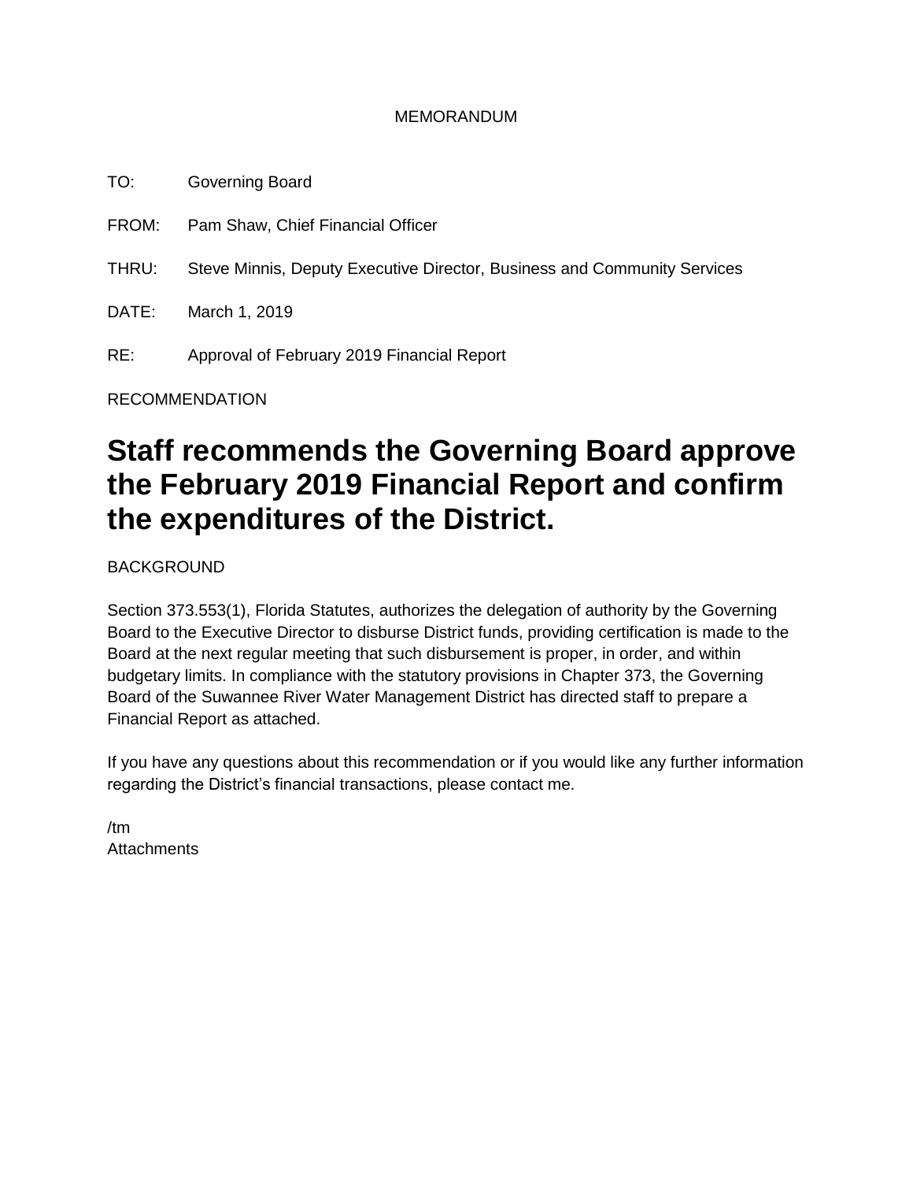MEMORANDUM

TO: Governing Board

FROM: Pam Shaw, Chief Financial Officer

THRU: Steve Minnis, Deputy Executive Director, Business and Community Services

DATE: March 1, 2019

RE: Approval of February 2019 Financial Report

RECOMMENDATION

# Staff recommends the Governing Board approve the February 2019 Financial Report and confirm the expenditures of the District.

BACKGROUND

Section 373.553(1), Florida Statutes, authorizes the delegation of authority by the Governing Board to the Executive Director to disburse District funds, providing certification is made to the Board at the next regular meeting that such disbursement is proper, in order, and within budgetary limits. In compliance with the statutory provisions in Chapter 373, the Governing Board of the Suwannee River Water Management District has directed staff to prepare a Financial Report as attached.

If you have any questions about this recommendation or if you would like any further information regarding the District's financial transactions, please contact me.

/tm
Attachments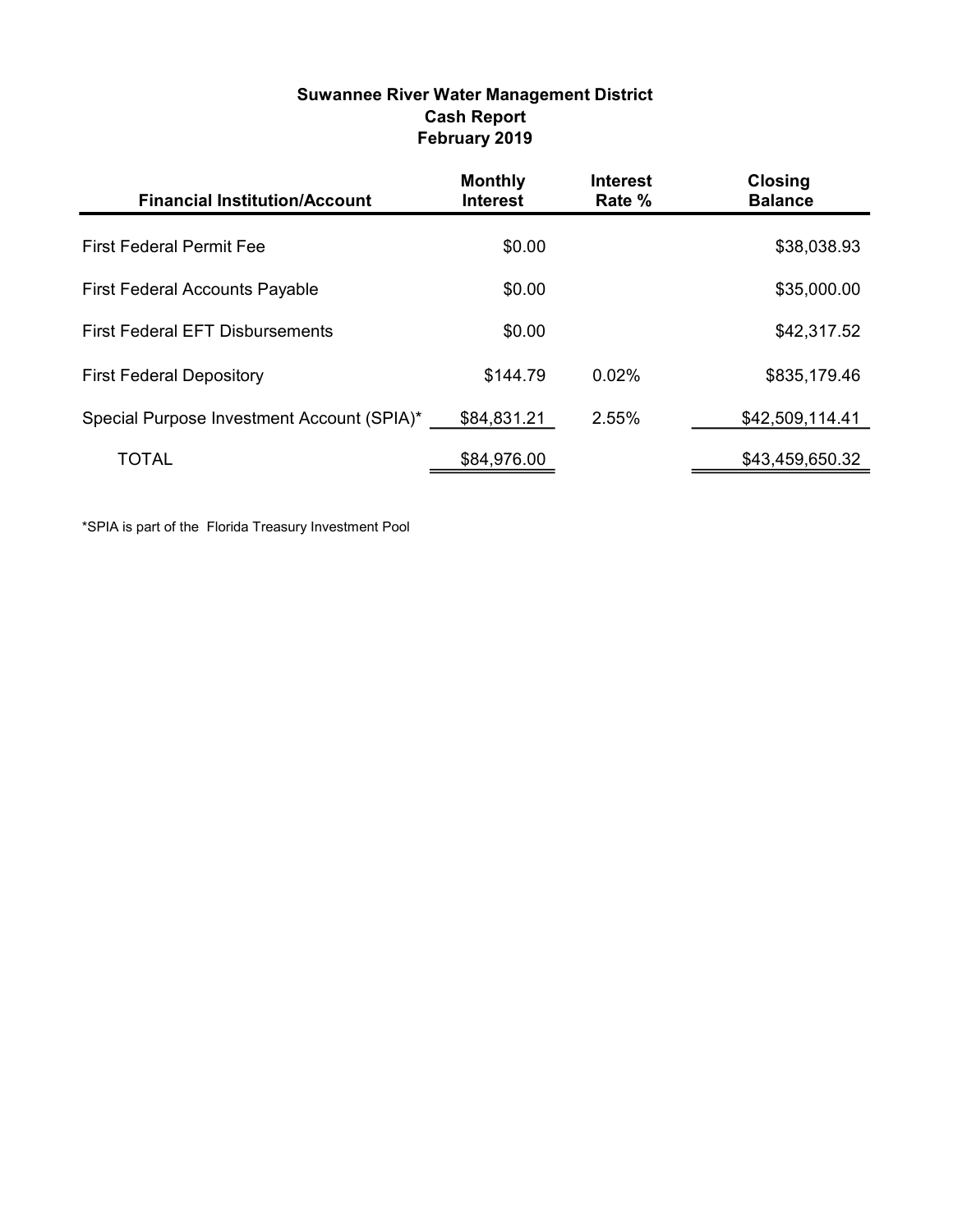**Suwannee River Water Management District**
**Cash Report**
**February 2019**

| Financial Institution/Account | Monthly Interest | Interest Rate % | Closing Balance |
|---|---|---|---|
| First Federal Permit Fee | $0.00 | | $38,038.93 |
| First Federal Accounts Payable | $0.00 | | $35,000.00 |
| First Federal EFT Disbursements | $0.00 | | $42,317.52 |
| First Federal Depository | $144.79 | 0.02% | $835,179.46 |
| Special Purpose Investment Account (SPIA)* | $84,831.21 | 2.55% | $42,509,114.41 |
| TOTAL | $84,976.00 | | $43,459,650.32 |

*SPIA is part of the Florida Treasury Investment Pool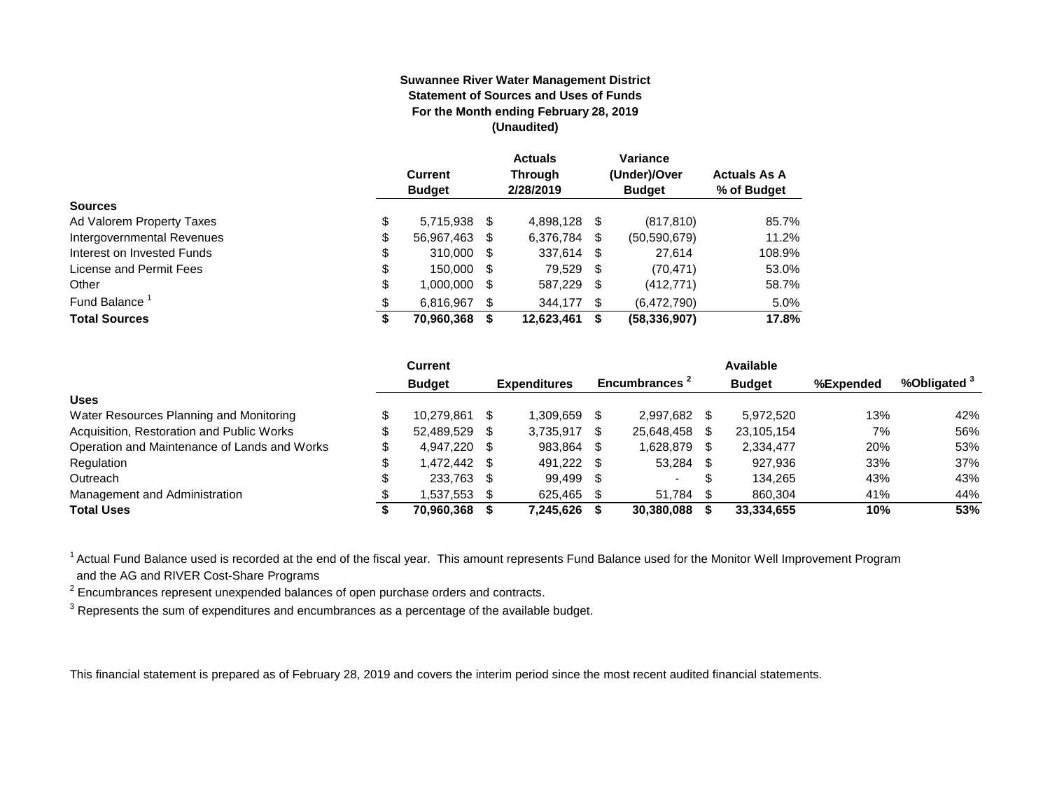**Suwannee River Water Management District**
**Statement of Sources and Uses of Funds**
**For the Month ending February 28, 2019**
**(Unaudited)**

| | Current Budget | Actuals Through 2/28/2019 | Variance (Under)/Over Budget | Actuals As A % of Budget |
|---|---|---|---|---|
| **Sources** | | | | |
| Ad Valorem Property Taxes | $ 5,715,938 | $ 4,898,128 | $ (817,810) | 85.7% |
| Intergovernmental Revenues | $ 56,967,463 | $ 6,376,784 | $ (50,590,679) | 11.2% |
| Interest on Invested Funds | $ 310,000 | $ 337,614 | $ 27,614 | 108.9% |
| License and Permit Fees | $ 150,000 | $ 79,529 | $ (70,471) | 53.0% |
| Other | $ 1,000,000 | $ 587,229 | $ (412,771) | 58.7% |
| Fund Balance [1] | $ 6,816,967 | $ 344,177 | $ (6,472,790) | 5.0% |
| **Total Sources** | **$ 70,960,368** | **$ 12,623,461** | **$ (58,336,907)** | **17.8%** |

| | Current Budget | Expenditures | Encumbrances [2] | Available Budget | %Expended | %Obligated [3] |
|---|---|---|---|---|---|---|
| **Uses** | | | | | | |
| Water Resources Planning and Monitoring | $ 10,279,861 | $ 1,309,659 | $ 2,997,682 | $ 5,972,520 | 13% | 42% |
| Acquisition, Restoration and Public Works | $ 52,489,529 | $ 3,735,917 | $ 25,648,458 | $ 23,105,154 | 7% | 56% |
| Operation and Maintenance of Lands and Works | $ 4,947,220 | $ 983,864 | $ 1,628,879 | $ 2,334,477 | 20% | 53% |
| Regulation | $ 1,472,442 | $ 491,222 | $ 53,284 | $ 927,936 | 33% | 37% |
| Outreach | $ 233,763 | $ 99,499 | $ - | $ 134,265 | 43% | 43% |
| Management and Administration | $ 1,537,553 | $ 625,465 | $ 51,784 | $ 860,304 | 41% | 44% |
| **Total Uses** | **$ 70,960,368** | **$ 7,245,626** | **$ 30,380,088** | **$ 33,334,655** | **10%** | **53%** |

[1] Actual Fund Balance used is recorded at the end of the fiscal year. This amount represents Fund Balance used for the Monitor Well Improvement Program and the AG and RIVER Cost-Share Programs

[2] Encumbrances represent unexpended balances of open purchase orders and contracts.

[3] Represents the sum of expenditures and encumbrances as a percentage of the available budget.

This financial statement is prepared as of February 28, 2019 and covers the interim period since the most recent audited financial statements.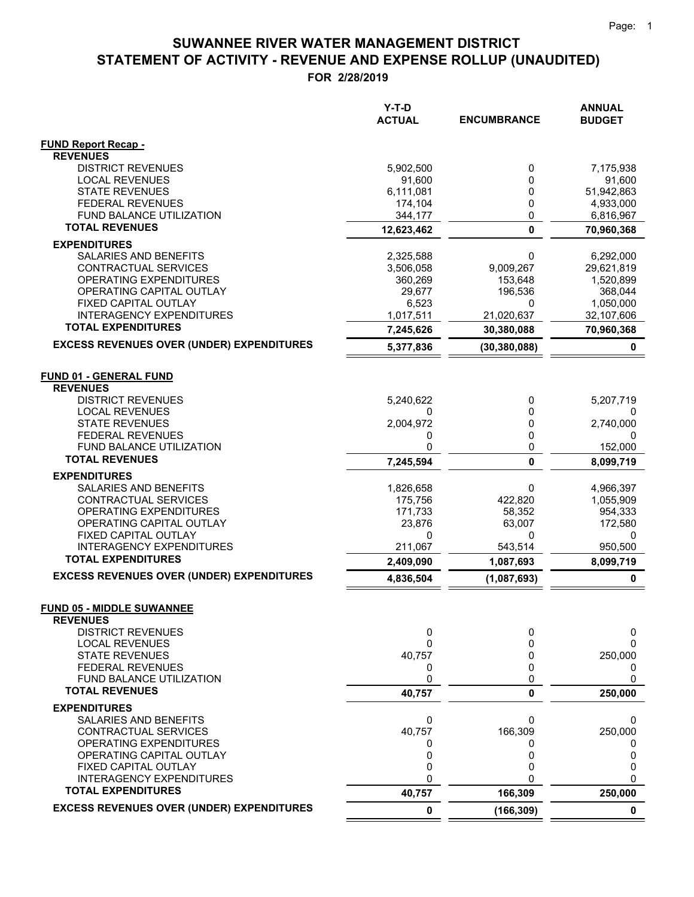# SUWANNEE RIVER WATER MANAGEMENT DISTRICT
# STATEMENT OF ACTIVITY - REVENUE AND EXPENSE ROLLUP (UNAUDITED)
## FOR 2/28/2019

| | Y-T-D ACTUAL | ENCUMBRANCE | ANNUAL BUDGET |
|---|---|---|---|
| **FUND Report Recap -** | | | |
| **REVENUES** | | | |
| DISTRICT REVENUES | 5,902,500 | 0 | 7,175,938 |
| LOCAL REVENUES | 91,600 | 0 | 91,600 |
| STATE REVENUES | 6,111,081 | 0 | 51,942,863 |
| FEDERAL REVENUES | 174,104 | 0 | 4,933,000 |
| FUND BALANCE UTILIZATION | 344,177 | 0 | 6,816,967 |
| **TOTAL REVENUES** | **12,623,462** | **0** | **70,960,368** |
| **EXPENDITURES** | | | |
| SALARIES AND BENEFITS | 2,325,588 | 0 | 6,292,000 |
| CONTRACTUAL SERVICES | 3,506,058 | 9,009,267 | 29,621,819 |
| OPERATING EXPENDITURES | 360,269 | 153,648 | 1,520,899 |
| OPERATING CAPITAL OUTLAY | 29,677 | 196,536 | 368,044 |
| FIXED CAPITAL OUTLAY | 6,523 | 0 | 1,050,000 |
| INTERAGENCY EXPENDITURES | 1,017,511 | 21,020,637 | 32,107,606 |
| **TOTAL EXPENDITURES** | **7,245,626** | **30,380,088** | **70,960,368** |
| **EXCESS REVENUES OVER (UNDER) EXPENDITURES** | **5,377,836** | **(30,380,088)** | **0** |
| | | | |
| **FUND 01 - GENERAL FUND** | | | |
| **REVENUES** | | | |
| DISTRICT REVENUES | 5,240,622 | 0 | 5,207,719 |
| LOCAL REVENUES | 0 | 0 | 0 |
| STATE REVENUES | 2,004,972 | 0 | 2,740,000 |
| FEDERAL REVENUES | 0 | 0 | 0 |
| FUND BALANCE UTILIZATION | 0 | 0 | 152,000 |
| **TOTAL REVENUES** | **7,245,594** | **0** | **8,099,719** |
| **EXPENDITURES** | | | |
| SALARIES AND BENEFITS | 1,826,658 | 0 | 4,966,397 |
| CONTRACTUAL SERVICES | 175,756 | 422,820 | 1,055,909 |
| OPERATING EXPENDITURES | 171,733 | 58,352 | 954,333 |
| OPERATING CAPITAL OUTLAY | 23,876 | 63,007 | 172,580 |
| FIXED CAPITAL OUTLAY | 0 | 0 | 0 |
| INTERAGENCY EXPENDITURES | 211,067 | 543,514 | 950,500 |
| **TOTAL EXPENDITURES** | **2,409,090** | **1,087,693** | **8,099,719** |
| **EXCESS REVENUES OVER (UNDER) EXPENDITURES** | **4,836,504** | **(1,087,693)** | **0** |
| | | | |
| **FUND 05 - MIDDLE SUWANNEE** | | | |
| **REVENUES** | | | |
| DISTRICT REVENUES | 0 | 0 | 0 |
| LOCAL REVENUES | 0 | 0 | 0 |
| STATE REVENUES | 40,757 | 0 | 250,000 |
| FEDERAL REVENUES | 0 | 0 | 0 |
| FUND BALANCE UTILIZATION | 0 | 0 | 0 |
| **TOTAL REVENUES** | **40,757** | **0** | **250,000** |
| **EXPENDITURES** | | | |
| SALARIES AND BENEFITS | 0 | 0 | 0 |
| CONTRACTUAL SERVICES | 40,757 | 166,309 | 250,000 |
| OPERATING EXPENDITURES | 0 | 0 | 0 |
| OPERATING CAPITAL OUTLAY | 0 | 0 | 0 |
| FIXED CAPITAL OUTLAY | 0 | 0 | 0 |
| INTERAGENCY EXPENDITURES | 0 | 0 | 0 |
| **TOTAL EXPENDITURES** | **40,757** | **166,309** | **250,000** |
| **EXCESS REVENUES OVER (UNDER) EXPENDITURES** | **0** | **(166,309)** | **0** |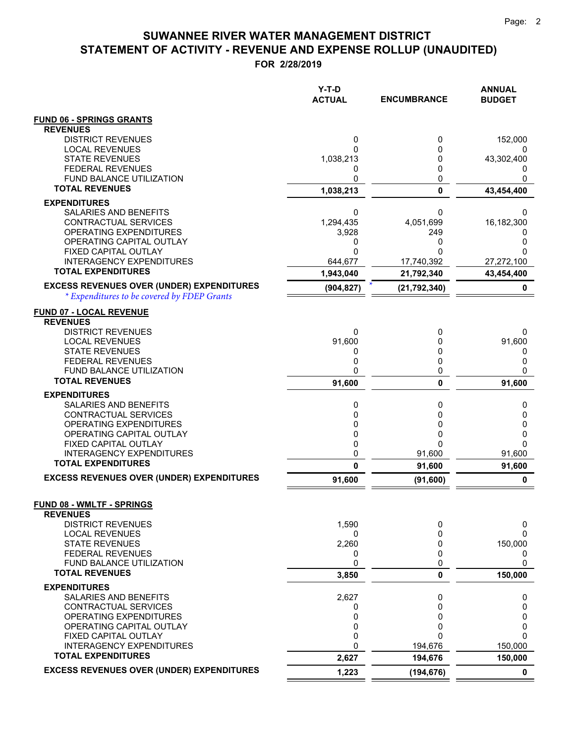# SUWANNEE RIVER WATER MANAGEMENT DISTRICT
## STATEMENT OF ACTIVITY - REVENUE AND EXPENSE ROLLUP (UNAUDITED)
### FOR 2/28/2019

| | Y-T-D ACTUAL | ENCUMBRANCE | ANNUAL BUDGET |
|---|---|---|---|
| **FUND 06 - SPRINGS GRANTS** | | | |
| **REVENUES** | | | |
| DISTRICT REVENUES | 0 | 0 | 152,000 |
| LOCAL REVENUES | 0 | 0 | 0 |
| STATE REVENUES | 1,038,213 | 0 | 43,302,400 |
| FEDERAL REVENUES | 0 | 0 | 0 |
| FUND BALANCE UTILIZATION | 0 | 0 | 0 |
| **TOTAL REVENUES** | **1,038,213** | **0** | **43,454,400** |
| **EXPENDITURES** | | | |
| SALARIES AND BENEFITS | 0 | 0 | 0 |
| CONTRACTUAL SERVICES | 1,294,435 | 4,051,699 | 16,182,300 |
| OPERATING EXPENDITURES | 3,928 | 249 | 0 |
| OPERATING CAPITAL OUTLAY | 0 | 0 | 0 |
| FIXED CAPITAL OUTLAY | 0 | 0 | 0 |
| INTERAGENCY EXPENDITURES | 644,677 | 17,740,392 | 27,272,100 |
| **TOTAL EXPENDITURES** | **1,943,040** | **21,792,340** | **43,454,400** |
| **EXCESS REVENUES OVER (UNDER) EXPENDITURES** | **(904,827)** * | **(21,792,340)** | **0** |
| *\* Expenditures to be covered by FDEP Grants* | | | |
| **FUND 07 - LOCAL REVENUE** | | | |
| **REVENUES** | | | |
| DISTRICT REVENUES | 0 | 0 | 0 |
| LOCAL REVENUES | 91,600 | 0 | 91,600 |
| STATE REVENUES | 0 | 0 | 0 |
| FEDERAL REVENUES | 0 | 0 | 0 |
| FUND BALANCE UTILIZATION | 0 | 0 | 0 |
| **TOTAL REVENUES** | **91,600** | **0** | **91,600** |
| **EXPENDITURES** | | | |
| SALARIES AND BENEFITS | 0 | 0 | 0 |
| CONTRACTUAL SERVICES | 0 | 0 | 0 |
| OPERATING EXPENDITURES | 0 | 0 | 0 |
| OPERATING CAPITAL OUTLAY | 0 | 0 | 0 |
| FIXED CAPITAL OUTLAY | 0 | 0 | 0 |
| INTERAGENCY EXPENDITURES | 0 | 91,600 | 91,600 |
| **TOTAL EXPENDITURES** | **0** | **91,600** | **91,600** |
| **EXCESS REVENUES OVER (UNDER) EXPENDITURES** | **91,600** | **(91,600)** | **0** |
| **FUND 08 - WMLTF - SPRINGS** | | | |
| **REVENUES** | | | |
| DISTRICT REVENUES | 1,590 | 0 | 0 |
| LOCAL REVENUES | 0 | 0 | 0 |
| STATE REVENUES | 2,260 | 0 | 150,000 |
| FEDERAL REVENUES | 0 | 0 | 0 |
| FUND BALANCE UTILIZATION | 0 | 0 | 0 |
| **TOTAL REVENUES** | **3,850** | **0** | **150,000** |
| **EXPENDITURES** | | | |
| SALARIES AND BENEFITS | 2,627 | 0 | 0 |
| CONTRACTUAL SERVICES | 0 | 0 | 0 |
| OPERATING EXPENDITURES | 0 | 0 | 0 |
| OPERATING CAPITAL OUTLAY | 0 | 0 | 0 |
| FIXED CAPITAL OUTLAY | 0 | 0 | 0 |
| INTERAGENCY EXPENDITURES | 0 | 194,676 | 150,000 |
| **TOTAL EXPENDITURES** | **2,627** | **194,676** | **150,000** |
| **EXCESS REVENUES OVER (UNDER) EXPENDITURES** | **1,223** | **(194,676)** | **0** |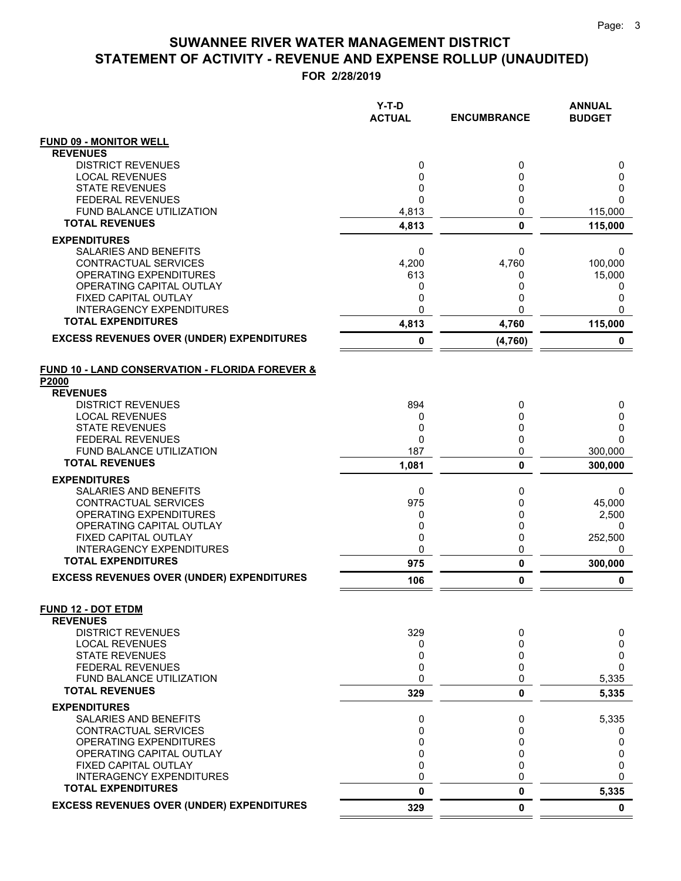# SUWANNEE RIVER WATER MANAGEMENT DISTRICT
## STATEMENT OF ACTIVITY - REVENUE AND EXPENSE ROLLUP (UNAUDITED)
### FOR 2/28/2019

| | Y-T-D ACTUAL | ENCUMBRANCE | ANNUAL BUDGET |
|---|---|---|---|
| **FUND 09 - MONITOR WELL** | | | |
| **REVENUES** | | | |
| DISTRICT REVENUES | 0 | 0 | 0 |
| LOCAL REVENUES | 0 | 0 | 0 |
| STATE REVENUES | 0 | 0 | 0 |
| FEDERAL REVENUES | 0 | 0 | 0 |
| FUND BALANCE UTILIZATION | 4,813 | 0 | 115,000 |
| **TOTAL REVENUES** | **4,813** | **0** | **115,000** |
| **EXPENDITURES** | | | |
| SALARIES AND BENEFITS | 0 | 0 | 0 |
| CONTRACTUAL SERVICES | 4,200 | 4,760 | 100,000 |
| OPERATING EXPENDITURES | 613 | 0 | 15,000 |
| OPERATING CAPITAL OUTLAY | 0 | 0 | 0 |
| FIXED CAPITAL OUTLAY | 0 | 0 | 0 |
| INTERAGENCY EXPENDITURES | 0 | 0 | 0 |
| **TOTAL EXPENDITURES** | **4,813** | **4,760** | **115,000** |
| **EXCESS REVENUES OVER (UNDER) EXPENDITURES** | **0** | **(4,760)** | **0** |
| **FUND 10 - LAND CONSERVATION - FLORIDA FOREVER & P2000** | | | |
| **REVENUES** | | | |
| DISTRICT REVENUES | 894 | 0 | 0 |
| LOCAL REVENUES | 0 | 0 | 0 |
| STATE REVENUES | 0 | 0 | 0 |
| FEDERAL REVENUES | 0 | 0 | 0 |
| FUND BALANCE UTILIZATION | 187 | 0 | 300,000 |
| **TOTAL REVENUES** | **1,081** | **0** | **300,000** |
| **EXPENDITURES** | | | |
| SALARIES AND BENEFITS | 0 | 0 | 0 |
| CONTRACTUAL SERVICES | 975 | 0 | 45,000 |
| OPERATING EXPENDITURES | 0 | 0 | 2,500 |
| OPERATING CAPITAL OUTLAY | 0 | 0 | 0 |
| FIXED CAPITAL OUTLAY | 0 | 0 | 252,500 |
| INTERAGENCY EXPENDITURES | 0 | 0 | 0 |
| **TOTAL EXPENDITURES** | **975** | **0** | **300,000** |
| **EXCESS REVENUES OVER (UNDER) EXPENDITURES** | **106** | **0** | **0** |
| **FUND 12 - DOT ETDM** | | | |
| **REVENUES** | | | |
| DISTRICT REVENUES | 329 | 0 | 0 |
| LOCAL REVENUES | 0 | 0 | 0 |
| STATE REVENUES | 0 | 0 | 0 |
| FEDERAL REVENUES | 0 | 0 | 0 |
| FUND BALANCE UTILIZATION | 0 | 0 | 5,335 |
| **TOTAL REVENUES** | **329** | **0** | **5,335** |
| **EXPENDITURES** | | | |
| SALARIES AND BENEFITS | 0 | 0 | 5,335 |
| CONTRACTUAL SERVICES | 0 | 0 | 0 |
| OPERATING EXPENDITURES | 0 | 0 | 0 |
| OPERATING CAPITAL OUTLAY | 0 | 0 | 0 |
| FIXED CAPITAL OUTLAY | 0 | 0 | 0 |
| INTERAGENCY EXPENDITURES | 0 | 0 | 0 |
| **TOTAL EXPENDITURES** | **0** | **0** | **5,335** |
| **EXCESS REVENUES OVER (UNDER) EXPENDITURES** | **329** | **0** | **0** |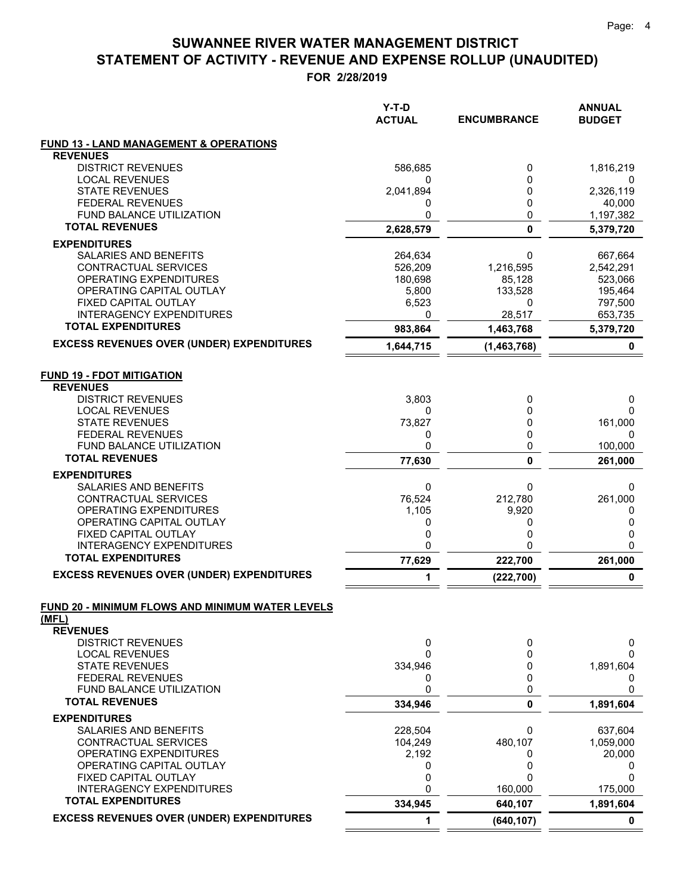# SUWANNEE RIVER WATER MANAGEMENT DISTRICT

## STATEMENT OF ACTIVITY - REVENUE AND EXPENSE ROLLUP (UNAUDITED)

**FOR 2/28/2019**

| | Y-T-D ACTUAL | ENCUMBRANCE | ANNUAL BUDGET |
|---|---|---|---|
| **FUND 13 - LAND MANAGEMENT & OPERATIONS** | | | |
| **REVENUES** | | | |
| DISTRICT REVENUES | 586,685 | 0 | 1,816,219 |
| LOCAL REVENUES | 0 | 0 | 0 |
| STATE REVENUES | 2,041,894 | 0 | 2,326,119 |
| FEDERAL REVENUES | 0 | 0 | 40,000 |
| FUND BALANCE UTILIZATION | 0 | 0 | 1,197,382 |
| **TOTAL REVENUES** | **2,628,579** | **0** | **5,379,720** |
| **EXPENDITURES** | | | |
| SALARIES AND BENEFITS | 264,634 | 0 | 667,664 |
| CONTRACTUAL SERVICES | 526,209 | 1,216,595 | 2,542,291 |
| OPERATING EXPENDITURES | 180,698 | 85,128 | 523,066 |
| OPERATING CAPITAL OUTLAY | 5,800 | 133,528 | 195,464 |
| FIXED CAPITAL OUTLAY | 6,523 | 0 | 797,500 |
| INTERAGENCY EXPENDITURES | 0 | 28,517 | 653,735 |
| **TOTAL EXPENDITURES** | **983,864** | **1,463,768** | **5,379,720** |
| **EXCESS REVENUES OVER (UNDER) EXPENDITURES** | **1,644,715** | **(1,463,768)** | **0** |
| **FUND 19 - FDOT MITIGATION** | | | |
| **REVENUES** | | | |
| DISTRICT REVENUES | 3,803 | 0 | 0 |
| LOCAL REVENUES | 0 | 0 | 0 |
| STATE REVENUES | 73,827 | 0 | 161,000 |
| FEDERAL REVENUES | 0 | 0 | 0 |
| FUND BALANCE UTILIZATION | 0 | 0 | 100,000 |
| **TOTAL REVENUES** | **77,630** | **0** | **261,000** |
| **EXPENDITURES** | | | |
| SALARIES AND BENEFITS | 0 | 0 | 0 |
| CONTRACTUAL SERVICES | 76,524 | 212,780 | 261,000 |
| OPERATING EXPENDITURES | 1,105 | 9,920 | 0 |
| OPERATING CAPITAL OUTLAY | 0 | 0 | 0 |
| FIXED CAPITAL OUTLAY | 0 | 0 | 0 |
| INTERAGENCY EXPENDITURES | 0 | 0 | 0 |
| **TOTAL EXPENDITURES** | **77,629** | **222,700** | **261,000** |
| **EXCESS REVENUES OVER (UNDER) EXPENDITURES** | **1** | **(222,700)** | **0** |
| **FUND 20 - MINIMUM FLOWS AND MINIMUM WATER LEVELS (MFL)** | | | |
| **REVENUES** | | | |
| DISTRICT REVENUES | 0 | 0 | 0 |
| LOCAL REVENUES | 0 | 0 | 0 |
| STATE REVENUES | 334,946 | 0 | 1,891,604 |
| FEDERAL REVENUES | 0 | 0 | 0 |
| FUND BALANCE UTILIZATION | 0 | 0 | 0 |
| **TOTAL REVENUES** | **334,946** | **0** | **1,891,604** |
| **EXPENDITURES** | | | |
| SALARIES AND BENEFITS | 228,504 | 0 | 637,604 |
| CONTRACTUAL SERVICES | 104,249 | 480,107 | 1,059,000 |
| OPERATING EXPENDITURES | 2,192 | 0 | 20,000 |
| OPERATING CAPITAL OUTLAY | 0 | 0 | 0 |
| FIXED CAPITAL OUTLAY | 0 | 0 | 0 |
| INTERAGENCY EXPENDITURES | 0 | 160,000 | 175,000 |
| **TOTAL EXPENDITURES** | **334,945** | **640,107** | **1,891,604** |
| **EXCESS REVENUES OVER (UNDER) EXPENDITURES** | **1** | **(640,107)** | **0** |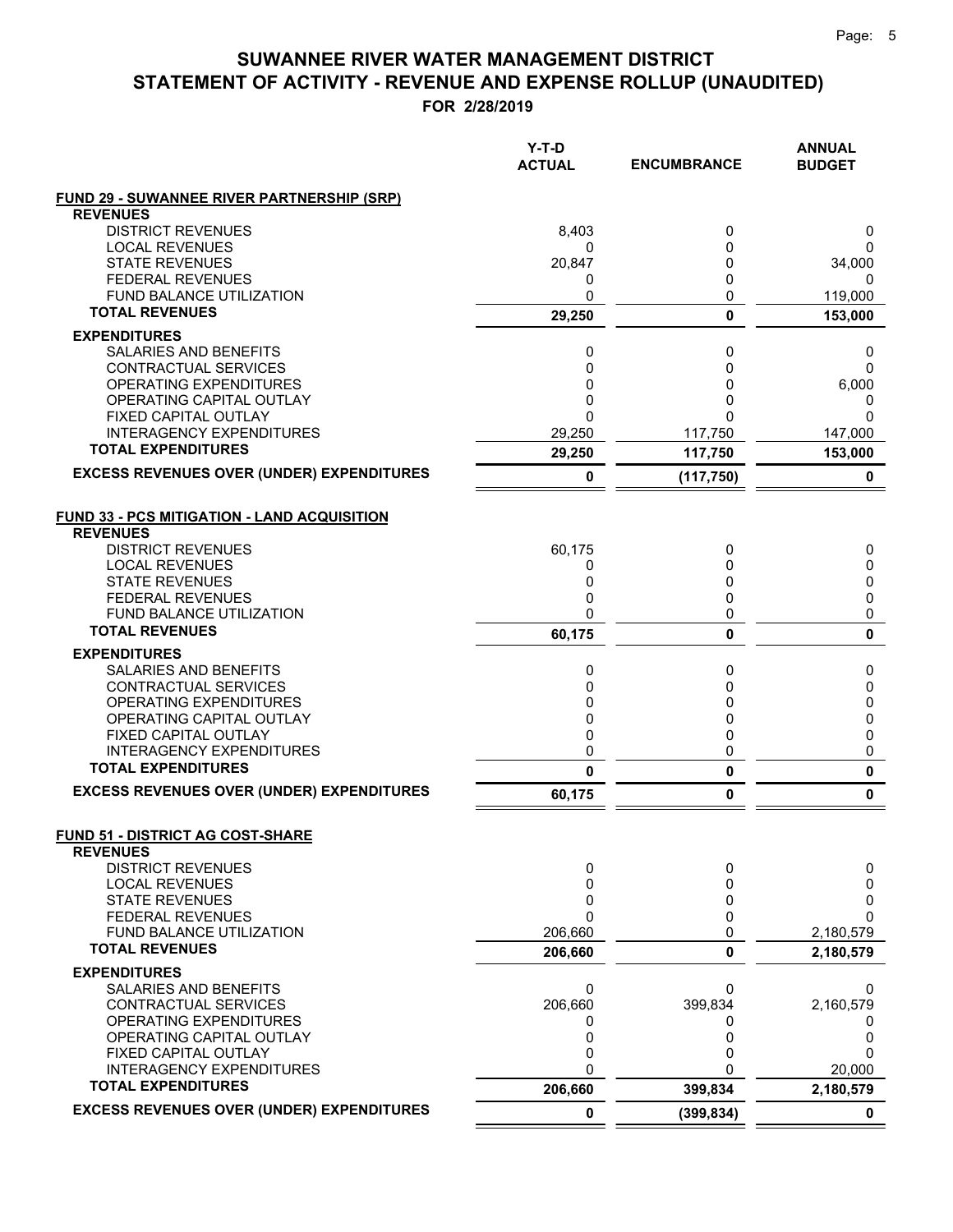# SUWANNEE RIVER WATER MANAGEMENT DISTRICT
# STATEMENT OF ACTIVITY - REVENUE AND EXPENSE ROLLUP (UNAUDITED)

**FOR 2/28/2019**

| | Y-T-D ACTUAL | ENCUMBRANCE | ANNUAL BUDGET |
|---|---|---|---|
| **FUND 29 - SUWANNEE RIVER PARTNERSHIP (SRP)** | | | |
| **REVENUES** | | | |
| DISTRICT REVENUES | 8,403 | 0 | 0 |
| LOCAL REVENUES | 0 | 0 | 0 |
| STATE REVENUES | 20,847 | 0 | 34,000 |
| FEDERAL REVENUES | 0 | 0 | 0 |
| FUND BALANCE UTILIZATION | 0 | 0 | 119,000 |
| **TOTAL REVENUES** | **29,250** | **0** | **153,000** |
| **EXPENDITURES** | | | |
| SALARIES AND BENEFITS | 0 | 0 | 0 |
| CONTRACTUAL SERVICES | 0 | 0 | 0 |
| OPERATING EXPENDITURES | 0 | 0 | 6,000 |
| OPERATING CAPITAL OUTLAY | 0 | 0 | 0 |
| FIXED CAPITAL OUTLAY | 0 | 0 | 0 |
| INTERAGENCY EXPENDITURES | 29,250 | 117,750 | 147,000 |
| **TOTAL EXPENDITURES** | **29,250** | **117,750** | **153,000** |
| **EXCESS REVENUES OVER (UNDER) EXPENDITURES** | **0** | **(117,750)** | **0** |
| **FUND 33 - PCS MITIGATION - LAND ACQUISITION** | | | |
| **REVENUES** | | | |
| DISTRICT REVENUES | 60,175 | 0 | 0 |
| LOCAL REVENUES | 0 | 0 | 0 |
| STATE REVENUES | 0 | 0 | 0 |
| FEDERAL REVENUES | 0 | 0 | 0 |
| FUND BALANCE UTILIZATION | 0 | 0 | 0 |
| **TOTAL REVENUES** | **60,175** | **0** | **0** |
| **EXPENDITURES** | | | |
| SALARIES AND BENEFITS | 0 | 0 | 0 |
| CONTRACTUAL SERVICES | 0 | 0 | 0 |
| OPERATING EXPENDITURES | 0 | 0 | 0 |
| OPERATING CAPITAL OUTLAY | 0 | 0 | 0 |
| FIXED CAPITAL OUTLAY | 0 | 0 | 0 |
| INTERAGENCY EXPENDITURES | 0 | 0 | 0 |
| **TOTAL EXPENDITURES** | **0** | **0** | **0** |
| **EXCESS REVENUES OVER (UNDER) EXPENDITURES** | **60,175** | **0** | **0** |
| **FUND 51 - DISTRICT AG COST-SHARE** | | | |
| **REVENUES** | | | |
| DISTRICT REVENUES | 0 | 0 | 0 |
| LOCAL REVENUES | 0 | 0 | 0 |
| STATE REVENUES | 0 | 0 | 0 |
| FEDERAL REVENUES | 0 | 0 | 0 |
| FUND BALANCE UTILIZATION | 206,660 | 0 | 2,180,579 |
| **TOTAL REVENUES** | **206,660** | **0** | **2,180,579** |
| **EXPENDITURES** | | | |
| SALARIES AND BENEFITS | 0 | 0 | 0 |
| CONTRACTUAL SERVICES | 206,660 | 399,834 | 2,160,579 |
| OPERATING EXPENDITURES | 0 | 0 | 0 |
| OPERATING CAPITAL OUTLAY | 0 | 0 | 0 |
| FIXED CAPITAL OUTLAY | 0 | 0 | 0 |
| INTERAGENCY EXPENDITURES | 0 | 0 | 20,000 |
| **TOTAL EXPENDITURES** | **206,660** | **399,834** | **2,180,579** |
| **EXCESS REVENUES OVER (UNDER) EXPENDITURES** | **0** | **(399,834)** | **0** |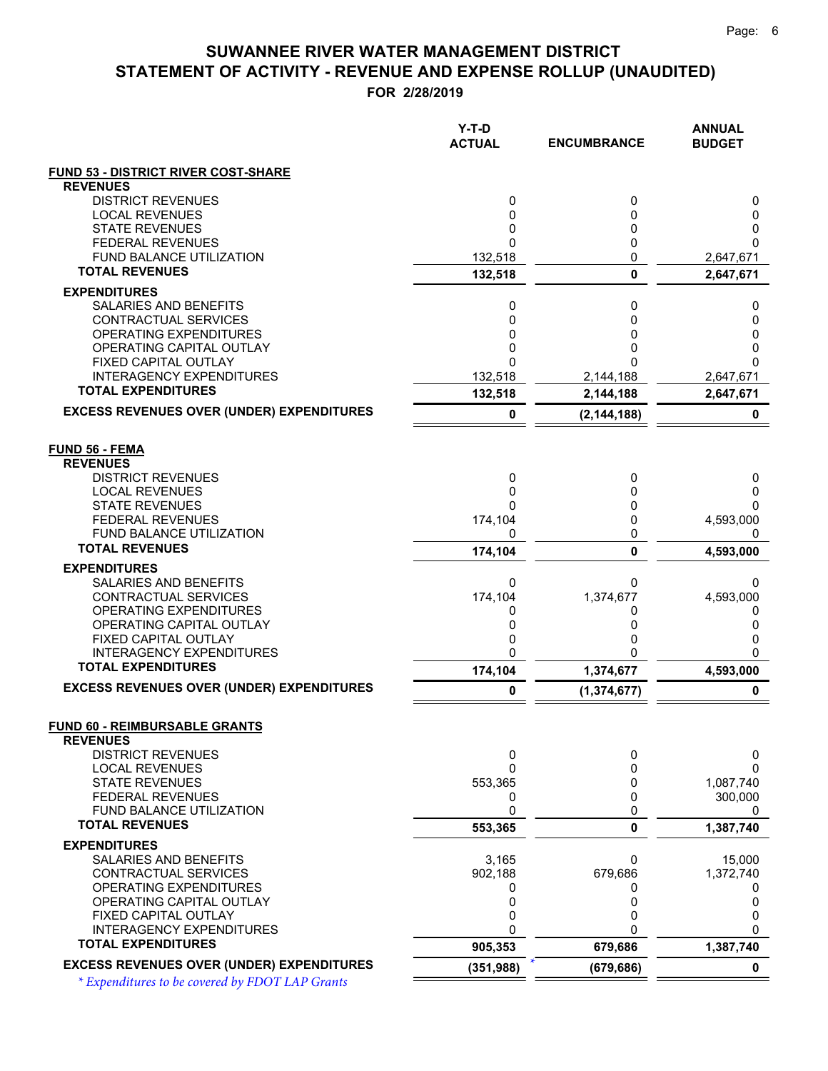# SUWANNEE RIVER WATER MANAGEMENT DISTRICT
# STATEMENT OF ACTIVITY - REVENUE AND EXPENSE ROLLUP (UNAUDITED)
## FOR 2/28/2019

| | Y-T-D ACTUAL | ENCUMBRANCE | ANNUAL BUDGET |
|---|---|---|---|
| **FUND 53 - DISTRICT RIVER COST-SHARE** | | | |
| **REVENUES** | | | |
| DISTRICT REVENUES | 0 | 0 | 0 |
| LOCAL REVENUES | 0 | 0 | 0 |
| STATE REVENUES | 0 | 0 | 0 |
| FEDERAL REVENUES | 0 | 0 | 0 |
| FUND BALANCE UTILIZATION | 132,518 | 0 | 2,647,671 |
| **TOTAL REVENUES** | **132,518** | **0** | **2,647,671** |
| **EXPENDITURES** | | | |
| SALARIES AND BENEFITS | 0 | 0 | 0 |
| CONTRACTUAL SERVICES | 0 | 0 | 0 |
| OPERATING EXPENDITURES | 0 | 0 | 0 |
| OPERATING CAPITAL OUTLAY | 0 | 0 | 0 |
| FIXED CAPITAL OUTLAY | 0 | 0 | 0 |
| INTERAGENCY EXPENDITURES | 132,518 | 2,144,188 | 2,647,671 |
| **TOTAL EXPENDITURES** | **132,518** | **2,144,188** | **2,647,671** |
| **EXCESS REVENUES OVER (UNDER) EXPENDITURES** | **0** | **(2,144,188)** | **0** |
| **FUND 56 - FEMA** | | | |
| **REVENUES** | | | |
| DISTRICT REVENUES | 0 | 0 | 0 |
| LOCAL REVENUES | 0 | 0 | 0 |
| STATE REVENUES | 0 | 0 | 0 |
| FEDERAL REVENUES | 174,104 | 0 | 4,593,000 |
| FUND BALANCE UTILIZATION | 0 | 0 | 0 |
| **TOTAL REVENUES** | **174,104** | **0** | **4,593,000** |
| **EXPENDITURES** | | | |
| SALARIES AND BENEFITS | 0 | 0 | 0 |
| CONTRACTUAL SERVICES | 174,104 | 1,374,677 | 4,593,000 |
| OPERATING EXPENDITURES | 0 | 0 | 0 |
| OPERATING CAPITAL OUTLAY | 0 | 0 | 0 |
| FIXED CAPITAL OUTLAY | 0 | 0 | 0 |
| INTERAGENCY EXPENDITURES | 0 | 0 | 0 |
| **TOTAL EXPENDITURES** | **174,104** | **1,374,677** | **4,593,000** |
| **EXCESS REVENUES OVER (UNDER) EXPENDITURES** | **0** | **(1,374,677)** | **0** |
| **FUND 60 - REIMBURSABLE GRANTS** | | | |
| **REVENUES** | | | |
| DISTRICT REVENUES | 0 | 0 | 0 |
| LOCAL REVENUES | 0 | 0 | 0 |
| STATE REVENUES | 553,365 | 0 | 1,087,740 |
| FEDERAL REVENUES | 0 | 0 | 300,000 |
| FUND BALANCE UTILIZATION | 0 | 0 | 0 |
| **TOTAL REVENUES** | **553,365** | **0** | **1,387,740** |
| **EXPENDITURES** | | | |
| SALARIES AND BENEFITS | 3,165 | 0 | 15,000 |
| CONTRACTUAL SERVICES | 902,188 | 679,686 | 1,372,740 |
| OPERATING EXPENDITURES | 0 | 0 | 0 |
| OPERATING CAPITAL OUTLAY | 0 | 0 | 0 |
| FIXED CAPITAL OUTLAY | 0 | 0 | 0 |
| INTERAGENCY EXPENDITURES | 0 | 0 | 0 |
| **TOTAL EXPENDITURES** | **905,353** | **679,686** | **1,387,740** |
| **EXCESS REVENUES OVER (UNDER) EXPENDITURES** | **(351,988)** * | **(679,686)** | **0** |

*\* Expenditures to be covered by FDOT LAP Grants*